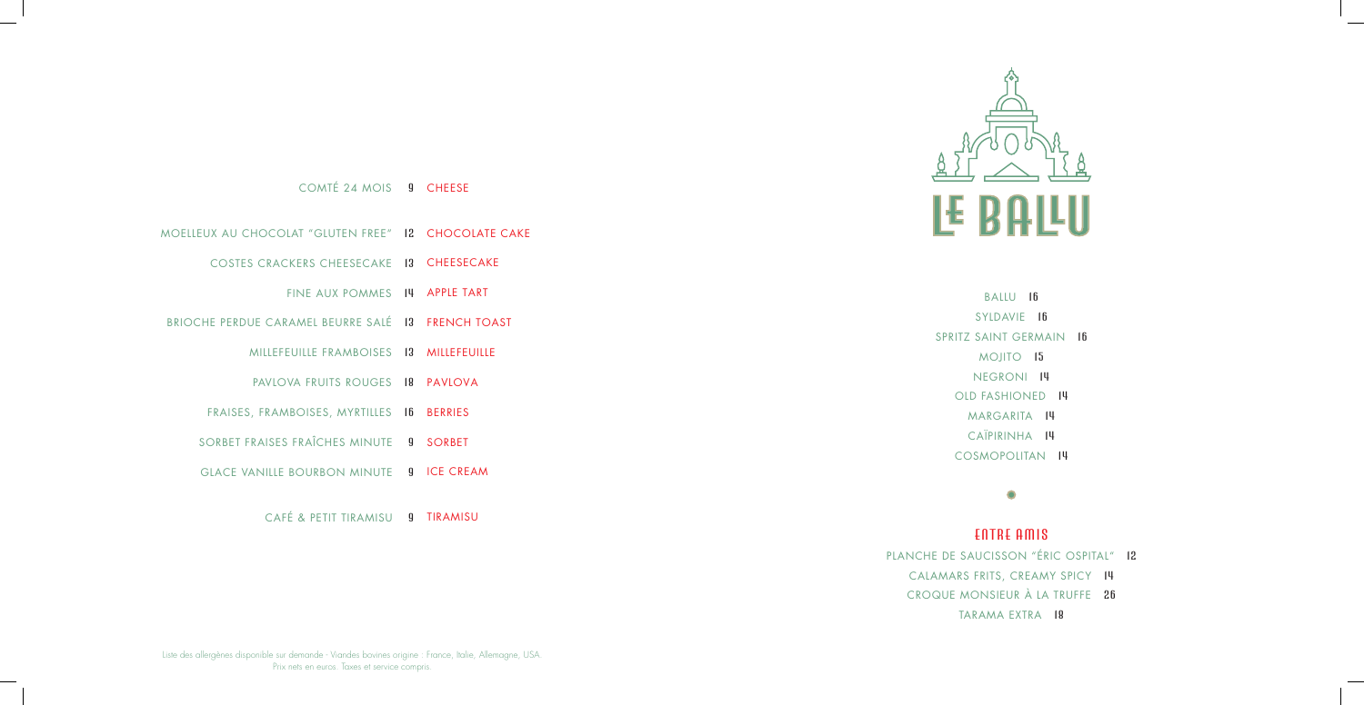COMTÉ 24 MOIS 9 CHEESE

MOELLEUX AU CHOCOLAT "GLUTEN FREE" 12 CHOCOLATE CAKE

COSTES CRACKERS CHEESECAKE 13 CHEESECAKE

FINE AUX POMMES 14 APPLE TART

BRIOCHE PERDUE CARAMEL BEURRE SALÉ 13 FRENCH TOAST

MILLEFEUILLE FRAMBOISES 13 MILLEFEUILLE

PAVLOVA FRUITS ROUGES 18 PAVLOVA

FRAISES, FRAMBOISES, MYRTILLES 16 BERRIES

SORBET FRAISES FRAÎCHES MINUTE 9 SORBET

GLACE VANILLE BOURBON MINUTE 9 ICE CREAM

CAFÉ & PETIT TIRAMISU 9 TIRAMISU

Liste des allergènes disponible sur demande · Viandes bovines origine : France, Italie, Allemagne, USA.
Prix nets en euros. Taxes et service compris.

# LE BALLU

BALLU 16

SYLDAVIE 16

SPRITZ SAINT GERMAIN 16

MOJITO 15

NEGRONI 14

OLD FASHIONED 14

MARGARITA 14

CAÏPIRINHA 14

COSMOPOLITAN 14

## ENTRE AMIS

PLANCHE DE SAUCISSON "ÉRIC OSPITAL" 12

CALAMARS FRITS, CREAMY SPICY 14

CROQUE MONSIEUR À LA TRUFFE 26

TARAMA EXTRA 18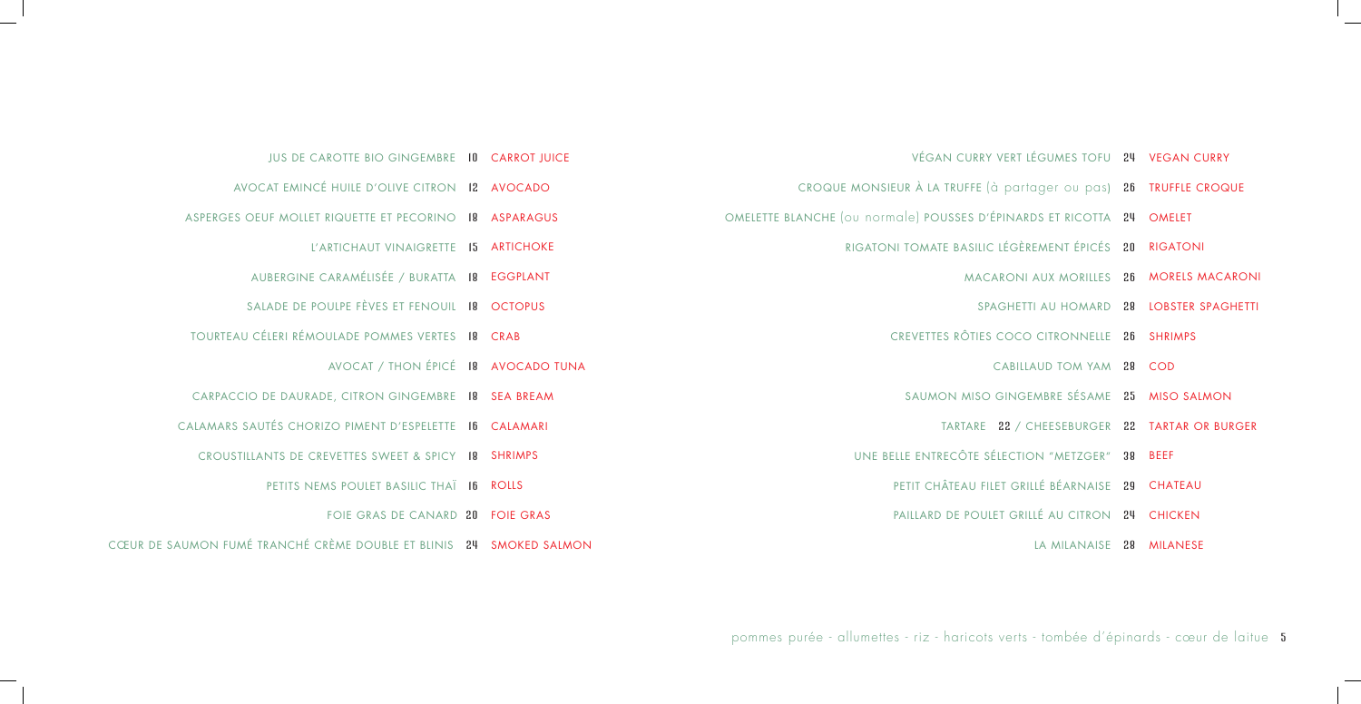| | | |
|---|---|---|
| JUS DE CAROTTE BIO GINGEMBRE | 10 | CARROT JUICE |
| AVOCAT EMINCÉ HUILE D'OLIVE CITRON | 12 | AVOCADO |
| ASPERGES OEUF MOLLET RIQUETTE ET PECORINO | 18 | ASPARAGUS |
| L'ARTICHAUT VINAIGRETTE | 15 | ARTICHOKE |
| AUBERGINE CARAMÉLISÉE / BURATTA | 18 | EGGPLANT |
| SALADE DE POULPE FÈVES ET FENOUIL | 18 | OCTOPUS |
| TOURTEAU CÉLERI RÉMOULADE POMMES VERTES | 18 | CRAB |
| AVOCAT / THON ÉPICÉ | 18 | AVOCADO TUNA |
| CARPACCIO DE DAURADE, CITRON GINGEMBRE | 18 | SEA BREAM |
| CALAMARS SAUTÉS CHORIZO PIMENT D'ESPELETTE | 16 | CALAMARI |
| CROUSTILLANTS DE CREVETTES SWEET & SPICY | 18 | SHRIMPS |
| PETITS NEMS POULET BASILIC THAÏ | 16 | ROLLS |
| FOIE GRAS DE CANARD | 20 | FOIE GRAS |
| CŒUR DE SAUMON FUMÉ TRANCHÉ CRÈME DOUBLE ET BLINIS | 24 | SMOKED SALMON |

| | | |
|---|---|---|
| VÉGAN CURRY VERT LÉGUMES TOFU | 24 | VEGAN CURRY |
| CROQUE MONSIEUR À LA TRUFFE (à partager ou pas) | 26 | TRUFFLE CROQUE |
| OMELETTE BLANCHE (ou normale) POUSSES D'ÉPINARDS ET RICOTTA | 24 | OMELET |
| RIGATONI TOMATE BASILIC LÉGÈREMENT ÉPICÉS | 20 | RIGATONI |
| MACARONI AUX MORILLES | 26 | MORELS MACARONI |
| SPAGHETTI AU HOMARD | 28 | LOBSTER SPAGHETTI |
| CREVETTES RÔTIES COCO CITRONNELLE | 26 | SHRIMPS |
| CABILLAUD TOM YAM | 28 | COD |
| SAUMON MISO GINGEMBRE SÉSAME | 25 | MISO SALMON |
| TARTARE 22 / CHEESEBURGER | 22 | TARTAR OR BURGER |
| UNE BELLE ENTRECÔTE SÉLECTION "METZGER" | 38 | BEEF |
| PETIT CHÂTEAU FILET GRILLÉ BÉARNAISE | 29 | CHATEAU |
| PAILLARD DE POULET GRILLÉ AU CITRON | 24 | CHICKEN |
| LA MILANAISE | 28 | MILANESE |

pommes purée - allumettes - riz - haricots verts - tombée d'épinards - cœur de laitue